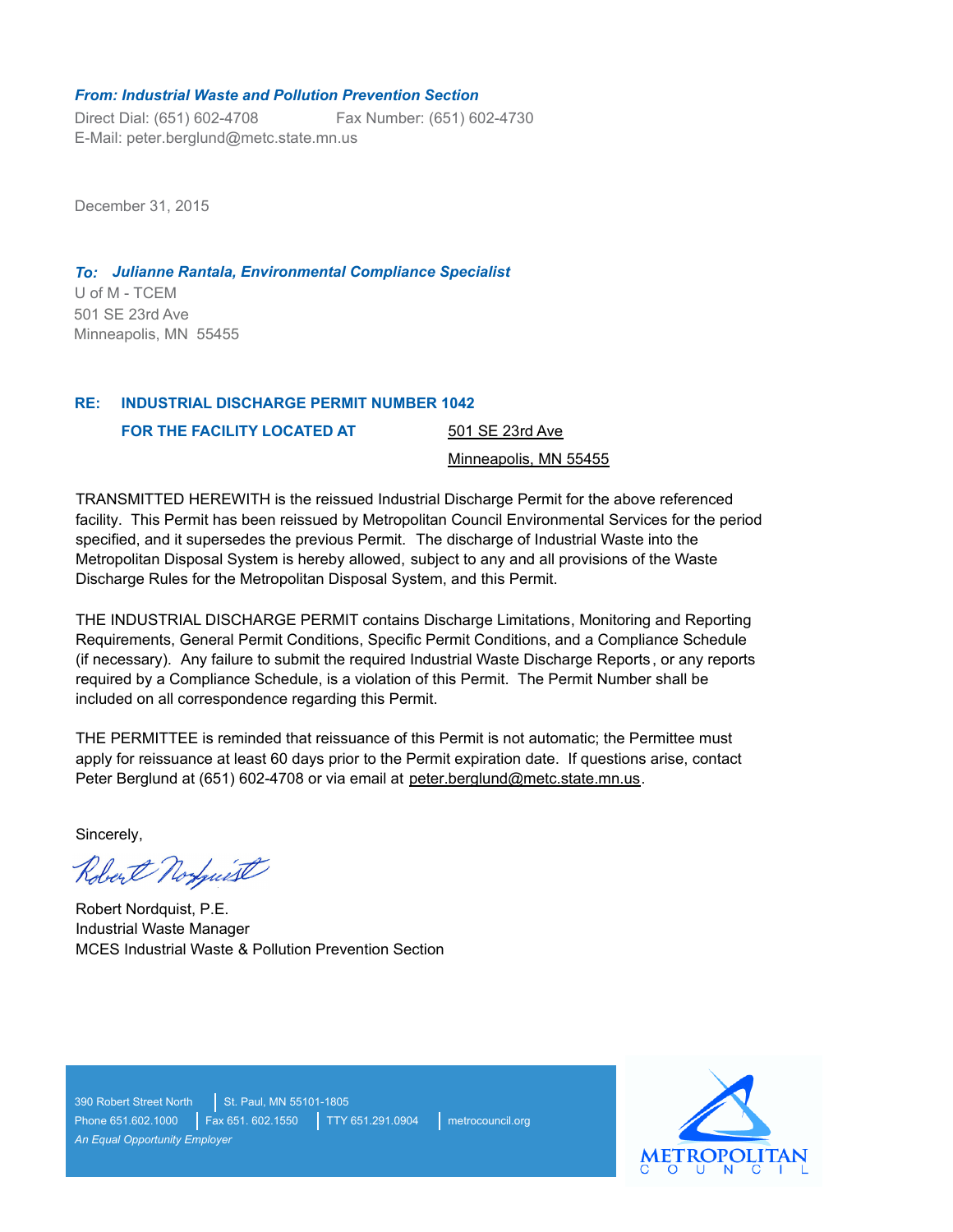***From: Industrial Waste and Pollution Prevention Section***

Direct Dial: (651) 602-4708 Fax Number: (651) 602-4730
E-Mail: peter.berglund@metc.state.mn.us

December 31, 2015

***To: Julianne Rantala, Environmental Compliance Specialist***

U of M - TCEM
501 SE 23rd Ave
Minneapolis, MN 55455

**RE: INDUSTRIAL DISCHARGE PERMIT NUMBER 1042**

**FOR THE FACILITY LOCATED AT** 501 SE 23rd Ave
Minneapolis, MN 55455

TRANSMITTED HEREWITH is the reissued Industrial Discharge Permit for the above referenced facility. This Permit has been reissued by Metropolitan Council Environmental Services for the period specified, and it supersedes the previous Permit. The discharge of Industrial Waste into the Metropolitan Disposal System is hereby allowed, subject to any and all provisions of the Waste Discharge Rules for the Metropolitan Disposal System, and this Permit.

THE INDUSTRIAL DISCHARGE PERMIT contains Discharge Limitations, Monitoring and Reporting Requirements, General Permit Conditions, Specific Permit Conditions, and a Compliance Schedule (if necessary). Any failure to submit the required Industrial Waste Discharge Reports, or any reports required by a Compliance Schedule, is a violation of this Permit. The Permit Number shall be included on all correspondence regarding this Permit.

THE PERMITTEE is reminded that reissuance of this Permit is not automatic; the Permittee must apply for reissuance at least 60 days prior to the Permit expiration date. If questions arise, contact Peter Berglund at (651) 602-4708 or via email at peter.berglund@metc.state.mn.us.

Sincerely,

Robert Nordquist, P.E.
Industrial Waste Manager
MCES Industrial Waste & Pollution Prevention Section

390 Robert Street North | St. Paul, MN 55101-1805
Phone 651.602.1000 | Fax 651. 602.1550 | TTY 651.291.0904 | metrocouncil.org
*An Equal Opportunity Employer*

METROPOLITAN COUNCIL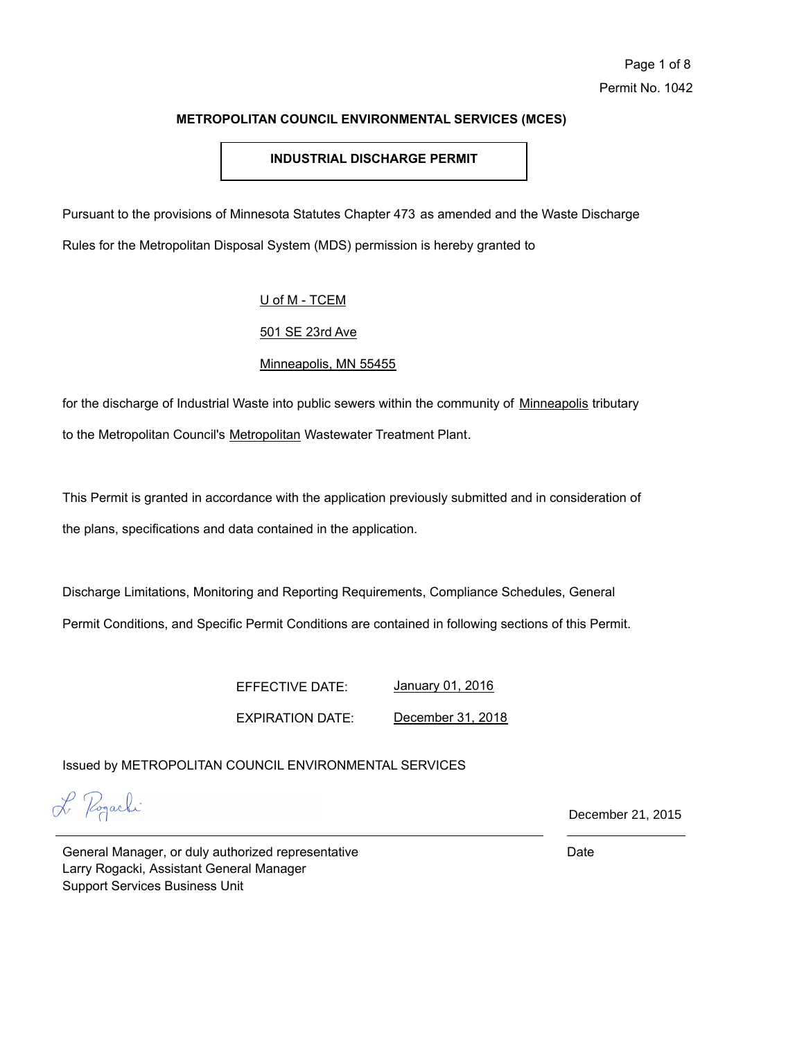Permit No. 1042

**METROPOLITAN COUNCIL ENVIRONMENTAL SERVICES (MCES)**

**INDUSTRIAL DISCHARGE PERMIT**

Pursuant to the provisions of Minnesota Statutes Chapter 473 as amended and the Waste Discharge Rules for the Metropolitan Disposal System (MDS) permission is hereby granted to

U of M - TCEM

501 SE 23rd Ave

Minneapolis, MN 55455

for the discharge of Industrial Waste into public sewers within the community of Minneapolis tributary to the Metropolitan Council's Metropolitan Wastewater Treatment Plant.

This Permit is granted in accordance with the application previously submitted and in consideration of the plans, specifications and data contained in the application.

Discharge Limitations, Monitoring and Reporting Requirements, Compliance Schedules, General Permit Conditions, and Specific Permit Conditions are contained in following sections of this Permit.

EFFECTIVE DATE: January 01, 2016

EXPIRATION DATE: December 31, 2018

Issued by METROPOLITAN COUNCIL ENVIRONMENTAL SERVICES

L. Rogacki

December 21, 2015

General Manager, or duly authorized representative
Larry Rogacki, Assistant General Manager
Support Services Business Unit

Date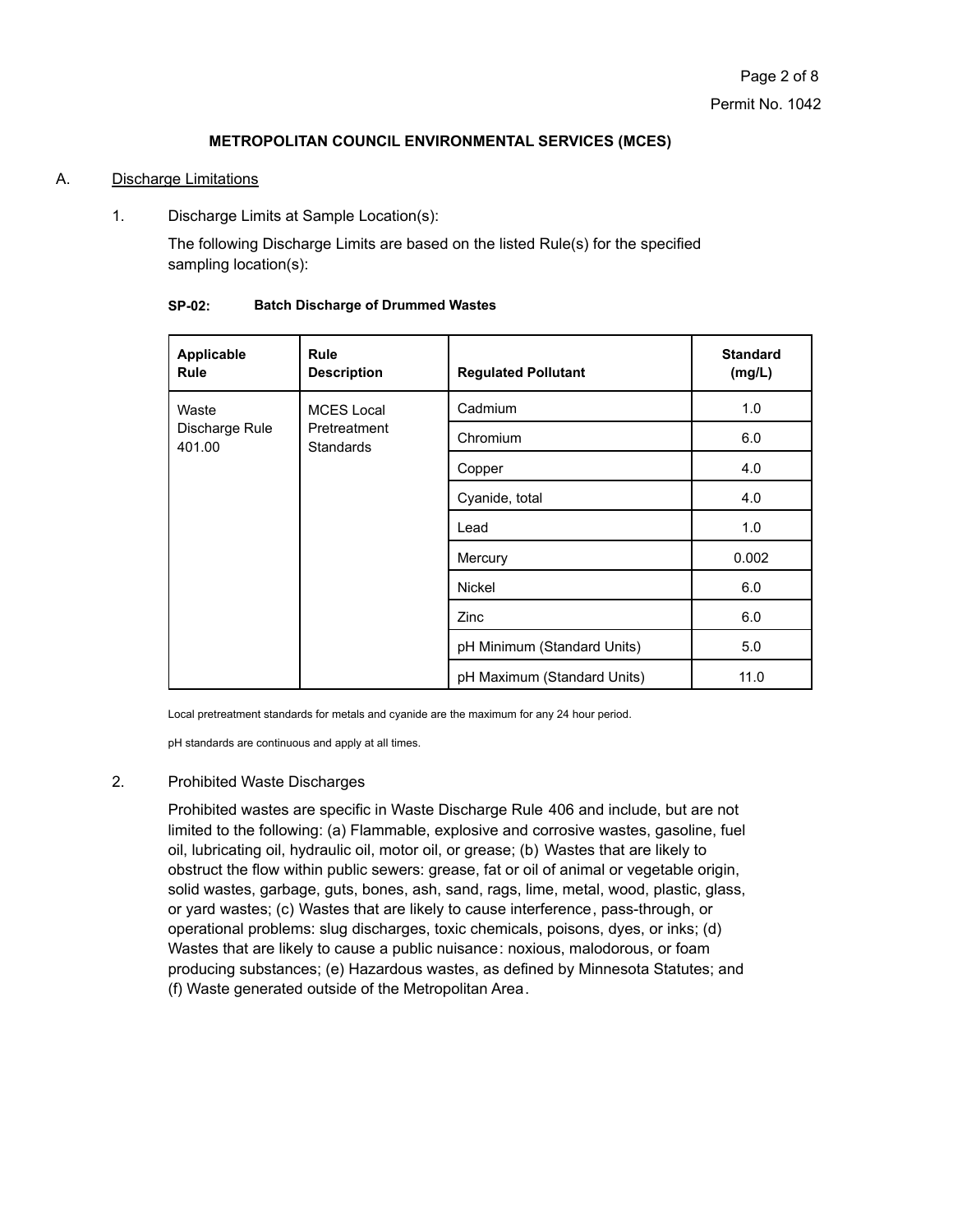**METROPOLITAN COUNCIL ENVIRONMENTAL SERVICES (MCES)**

A. Discharge Limitations

1. Discharge Limits at Sample Location(s):

   The following Discharge Limits are based on the listed Rule(s) for the specified sampling location(s):

**SP-02: Batch Discharge of Drummed Wastes**

| Applicable Rule | Rule Description | Regulated Pollutant | Standard (mg/L) |
|---|---|---|---|
| Waste Discharge Rule 401.00 | MCES Local Pretreatment Standards | Cadmium | 1.0 |
| | | Chromium | 6.0 |
| | | Copper | 4.0 |
| | | Cyanide, total | 4.0 |
| | | Lead | 1.0 |
| | | Mercury | 0.002 |
| | | Nickel | 6.0 |
| | | Zinc | 6.0 |
| | | pH Minimum (Standard Units) | 5.0 |
| | | pH Maximum (Standard Units) | 11.0 |

Local pretreatment standards for metals and cyanide are the maximum for any 24 hour period.

pH standards are continuous and apply at all times.

2. Prohibited Waste Discharges

   Prohibited wastes are specific in Waste Discharge Rule 406 and include, but are not limited to the following: (a) Flammable, explosive and corrosive wastes, gasoline, fuel oil, lubricating oil, hydraulic oil, motor oil, or grease; (b) Wastes that are likely to obstruct the flow within public sewers: grease, fat or oil of animal or vegetable origin, solid wastes, garbage, guts, bones, ash, sand, rags, lime, metal, wood, plastic, glass, or yard wastes; (c) Wastes that are likely to cause interference, pass-through, or operational problems: slug discharges, toxic chemicals, poisons, dyes, or inks; (d) Wastes that are likely to cause a public nuisance: noxious, malodorous, or foam producing substances; (e) Hazardous wastes, as defined by Minnesota Statutes; and (f) Waste generated outside of the Metropolitan Area.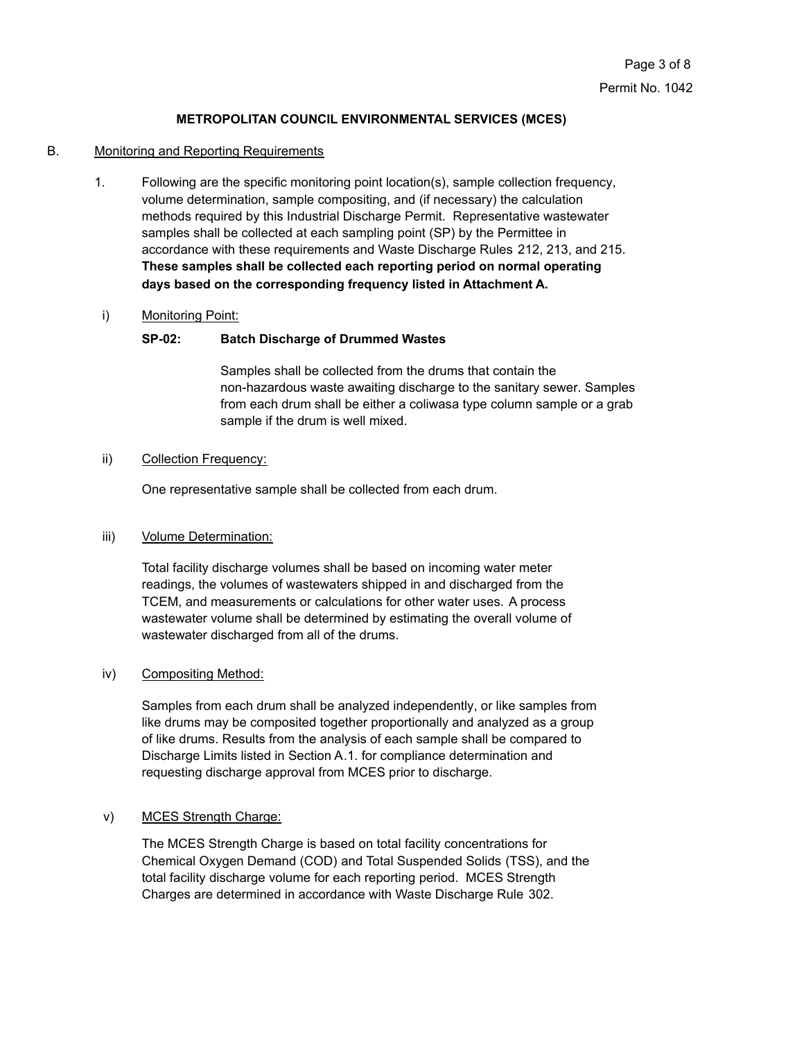**METROPOLITAN COUNCIL ENVIRONMENTAL SERVICES (MCES)**

B. Monitoring and Reporting Requirements

1. Following are the specific monitoring point location(s), sample collection frequency, volume determination, sample compositing, and (if necessary) the calculation methods required by this Industrial Discharge Permit. Representative wastewater samples shall be collected at each sampling point (SP) by the Permittee in accordance with these requirements and Waste Discharge Rules 212, 213, and 215. **These samples shall be collected each reporting period on normal operating days based on the corresponding frequency listed in Attachment A.**

i) Monitoring Point:

**SP-02: Batch Discharge of Drummed Wastes**

Samples shall be collected from the drums that contain the non-hazardous waste awaiting discharge to the sanitary sewer. Samples from each drum shall be either a coliwasa type column sample or a grab sample if the drum is well mixed.

ii) Collection Frequency:

One representative sample shall be collected from each drum.

iii) Volume Determination:

Total facility discharge volumes shall be based on incoming water meter readings, the volumes of wastewaters shipped in and discharged from the TCEM, and measurements or calculations for other water uses. A process wastewater volume shall be determined by estimating the overall volume of wastewater discharged from all of the drums.

iv) Compositing Method:

Samples from each drum shall be analyzed independently, or like samples from like drums may be composited together proportionally and analyzed as a group of like drums. Results from the analysis of each sample shall be compared to Discharge Limits listed in Section A.1. for compliance determination and requesting discharge approval from MCES prior to discharge.

v) MCES Strength Charge:

The MCES Strength Charge is based on total facility concentrations for Chemical Oxygen Demand (COD) and Total Suspended Solids (TSS), and the total facility discharge volume for each reporting period. MCES Strength Charges are determined in accordance with Waste Discharge Rule 302.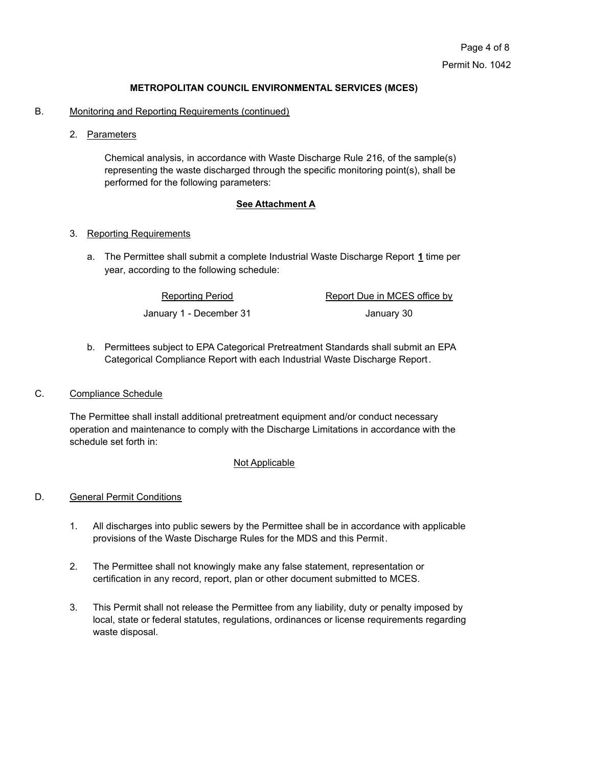**METROPOLITAN COUNCIL ENVIRONMENTAL SERVICES (MCES)**

B. Monitoring and Reporting Requirements (continued)

2. Parameters

   Chemical analysis, in accordance with Waste Discharge Rule 216, of the sample(s) representing the waste discharged through the specific monitoring point(s), shall be performed for the following parameters:

   **See Attachment A**

3. Reporting Requirements

   a. The Permittee shall submit a complete Industrial Waste Discharge Report **1** time per year, according to the following schedule:

   | Reporting Period | Report Due in MCES office by |
   | --- | --- |
   | January 1 - December 31 | January 30 |

   b. Permittees subject to EPA Categorical Pretreatment Standards shall submit an EPA Categorical Compliance Report with each Industrial Waste Discharge Report.

C. Compliance Schedule

The Permittee shall install additional pretreatment equipment and/or conduct necessary operation and maintenance to comply with the Discharge Limitations in accordance with the schedule set forth in:

Not Applicable

D. General Permit Conditions

1. All discharges into public sewers by the Permittee shall be in accordance with applicable provisions of the Waste Discharge Rules for the MDS and this Permit.

2. The Permittee shall not knowingly make any false statement, representation or certification in any record, report, plan or other document submitted to MCES.

3. This Permit shall not release the Permittee from any liability, duty or penalty imposed by local, state or federal statutes, regulations, ordinances or license requirements regarding waste disposal.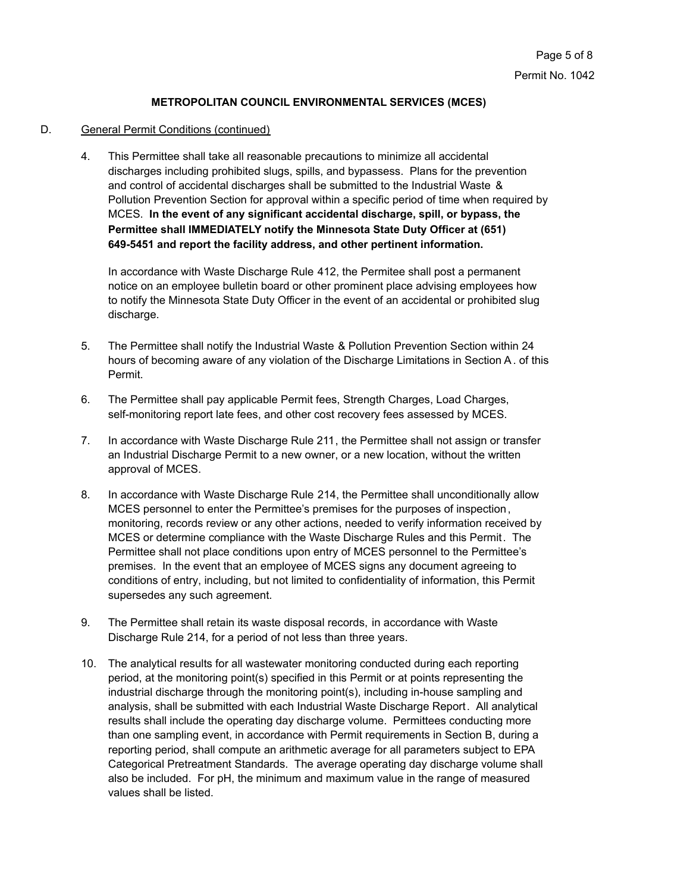**METROPOLITAN COUNCIL ENVIRONMENTAL SERVICES (MCES)**

D. General Permit Conditions (continued)

4. This Permittee shall take all reasonable precautions to minimize all accidental discharges including prohibited slugs, spills, and bypassess. Plans for the prevention and control of accidental discharges shall be submitted to the Industrial Waste & Pollution Prevention Section for approval within a specific period of time when required by MCES. **In the event of any significant accidental discharge, spill, or bypass, the Permittee shall IMMEDIATELY notify the Minnesota State Duty Officer at (651) 649-5451 and report the facility address, and other pertinent information.**

   In accordance with Waste Discharge Rule 412, the Permitee shall post a permanent notice on an employee bulletin board or other prominent place advising employees how to notify the Minnesota State Duty Officer in the event of an accidental or prohibited slug discharge.

5. The Permittee shall notify the Industrial Waste & Pollution Prevention Section within 24 hours of becoming aware of any violation of the Discharge Limitations in Section A. of this Permit.

6. The Permittee shall pay applicable Permit fees, Strength Charges, Load Charges, self-monitoring report late fees, and other cost recovery fees assessed by MCES.

7. In accordance with Waste Discharge Rule 211, the Permittee shall not assign or transfer an Industrial Discharge Permit to a new owner, or a new location, without the written approval of MCES.

8. In accordance with Waste Discharge Rule 214, the Permittee shall unconditionally allow MCES personnel to enter the Permittee's premises for the purposes of inspection, monitoring, records review or any other actions, needed to verify information received by MCES or determine compliance with the Waste Discharge Rules and this Permit. The Permittee shall not place conditions upon entry of MCES personnel to the Permittee's premises. In the event that an employee of MCES signs any document agreeing to conditions of entry, including, but not limited to confidentiality of information, this Permit supersedes any such agreement.

9. The Permittee shall retain its waste disposal records, in accordance with Waste Discharge Rule 214, for a period of not less than three years.

10. The analytical results for all wastewater monitoring conducted during each reporting period, at the monitoring point(s) specified in this Permit or at points representing the industrial discharge through the monitoring point(s), including in-house sampling and analysis, shall be submitted with each Industrial Waste Discharge Report. All analytical results shall include the operating day discharge volume. Permittees conducting more than one sampling event, in accordance with Permit requirements in Section B, during a reporting period, shall compute an arithmetic average for all parameters subject to EPA Categorical Pretreatment Standards. The average operating day discharge volume shall also be included. For pH, the minimum and maximum value in the range of measured values shall be listed.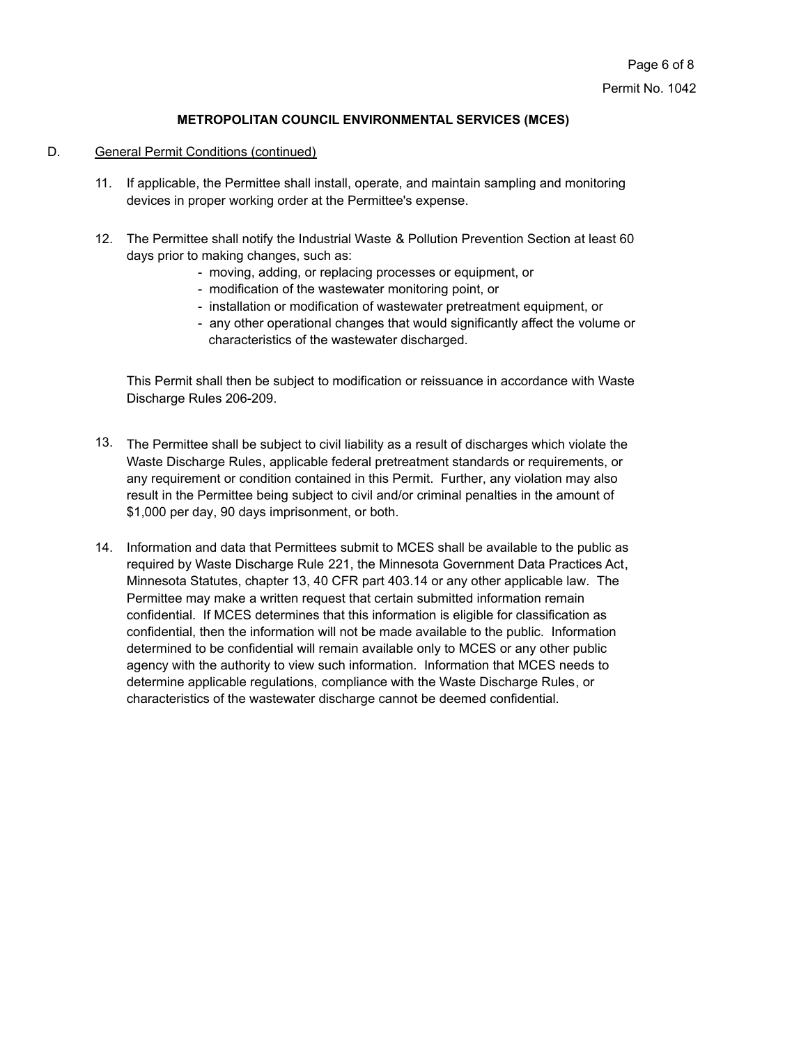**METROPOLITAN COUNCIL ENVIRONMENTAL SERVICES (MCES)**

D. General Permit Conditions (continued)

11. If applicable, the Permittee shall install, operate, and maintain sampling and monitoring devices in proper working order at the Permittee's expense.

12. The Permittee shall notify the Industrial Waste & Pollution Prevention Section at least 60 days prior to making changes, such as:
    - moving, adding, or replacing processes or equipment, or
    - modification of the wastewater monitoring point, or
    - installation or modification of wastewater pretreatment equipment, or
    - any other operational changes that would significantly affect the volume or characteristics of the wastewater discharged.

    This Permit shall then be subject to modification or reissuance in accordance with Waste Discharge Rules 206-209.

13. The Permittee shall be subject to civil liability as a result of discharges which violate the Waste Discharge Rules, applicable federal pretreatment standards or requirements, or any requirement or condition contained in this Permit. Further, any violation may also result in the Permittee being subject to civil and/or criminal penalties in the amount of $1,000 per day, 90 days imprisonment, or both.

14. Information and data that Permittees submit to MCES shall be available to the public as required by Waste Discharge Rule 221, the Minnesota Government Data Practices Act, Minnesota Statutes, chapter 13, 40 CFR part 403.14 or any other applicable law. The Permittee may make a written request that certain submitted information remain confidential. If MCES determines that this information is eligible for classification as confidential, then the information will not be made available to the public. Information determined to be confidential will remain available only to MCES or any other public agency with the authority to view such information. Information that MCES needs to determine applicable regulations, compliance with the Waste Discharge Rules, or characteristics of the wastewater discharge cannot be deemed confidential.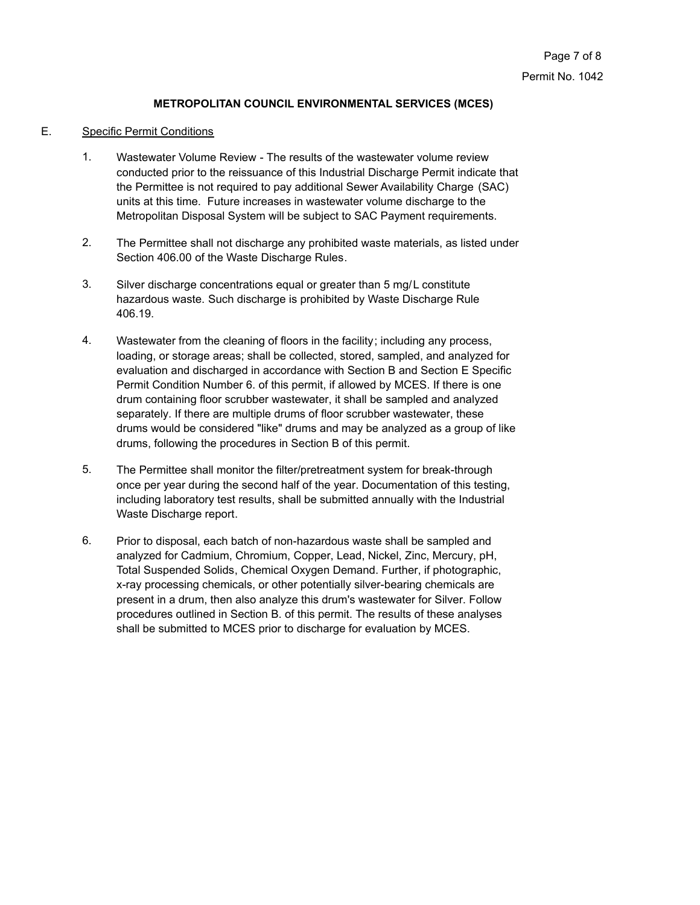**METROPOLITAN COUNCIL ENVIRONMENTAL SERVICES (MCES)**

E. Specific Permit Conditions

1. Wastewater Volume Review - The results of the wastewater volume review conducted prior to the reissuance of this Industrial Discharge Permit indicate that the Permittee is not required to pay additional Sewer Availability Charge (SAC) units at this time. Future increases in wastewater volume discharge to the Metropolitan Disposal System will be subject to SAC Payment requirements.

2. The Permittee shall not discharge any prohibited waste materials, as listed under Section 406.00 of the Waste Discharge Rules.

3. Silver discharge concentrations equal or greater than 5 mg/L constitute hazardous waste. Such discharge is prohibited by Waste Discharge Rule 406.19.

4. Wastewater from the cleaning of floors in the facility; including any process, loading, or storage areas; shall be collected, stored, sampled, and analyzed for evaluation and discharged in accordance with Section B and Section E Specific Permit Condition Number 6. of this permit, if allowed by MCES. If there is one drum containing floor scrubber wastewater, it shall be sampled and analyzed separately. If there are multiple drums of floor scrubber wastewater, these drums would be considered "like" drums and may be analyzed as a group of like drums, following the procedures in Section B of this permit.

5. The Permittee shall monitor the filter/pretreatment system for break-through once per year during the second half of the year. Documentation of this testing, including laboratory test results, shall be submitted annually with the Industrial Waste Discharge report.

6. Prior to disposal, each batch of non-hazardous waste shall be sampled and analyzed for Cadmium, Chromium, Copper, Lead, Nickel, Zinc, Mercury, pH, Total Suspended Solids, Chemical Oxygen Demand. Further, if photographic, x-ray processing chemicals, or other potentially silver-bearing chemicals are present in a drum, then also analyze this drum's wastewater for Silver. Follow procedures outlined in Section B. of this permit. The results of these analyses shall be submitted to MCES prior to discharge for evaluation by MCES.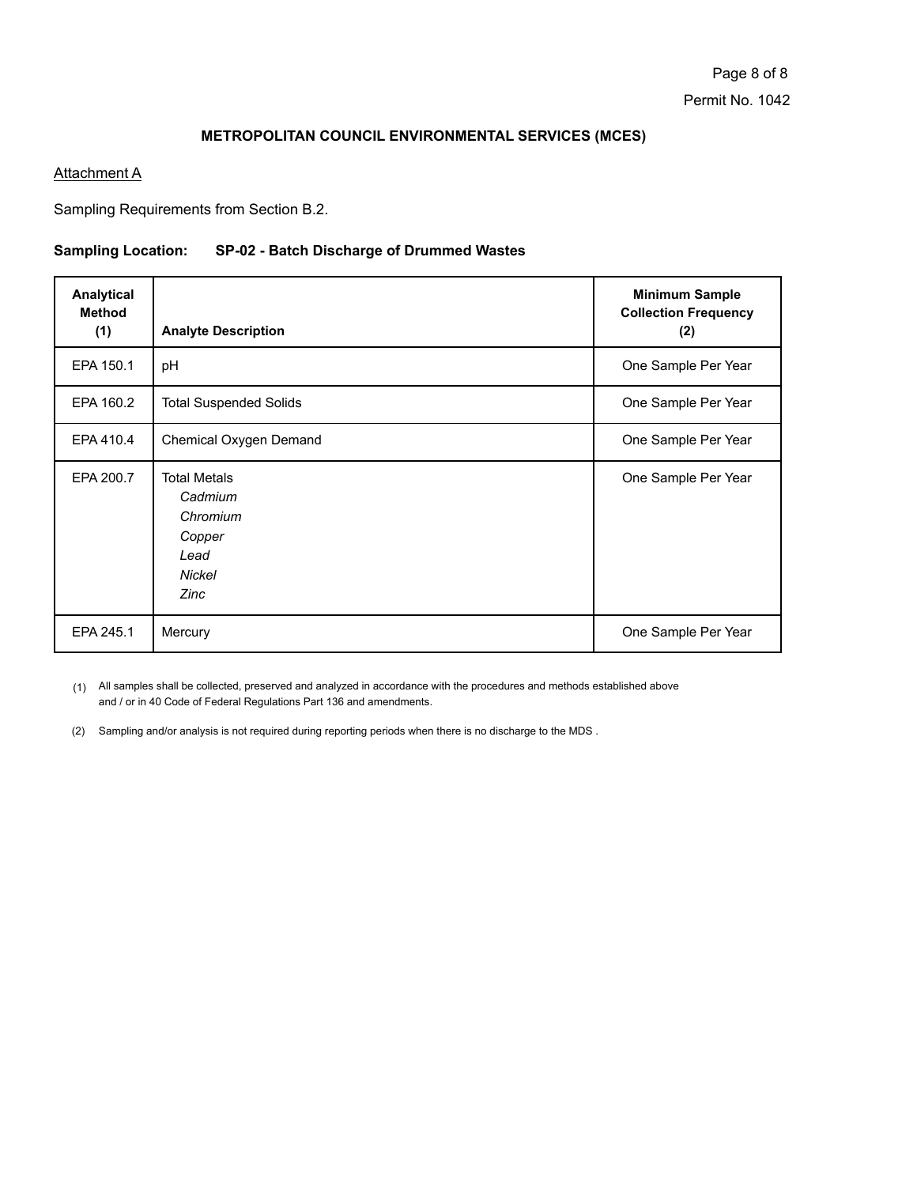**METROPOLITAN COUNCIL ENVIRONMENTAL SERVICES (MCES)**

Attachment A

Sampling Requirements from Section B.2.

**Sampling Location: SP-02 - Batch Discharge of Drummed Wastes**

| Analytical Method (1) | Analyte Description | Minimum Sample Collection Frequency (2) |
|---|---|---|
| EPA 150.1 | pH | One Sample Per Year |
| EPA 160.2 | Total Suspended Solids | One Sample Per Year |
| EPA 410.4 | Chemical Oxygen Demand | One Sample Per Year |
| EPA 200.7 | Total Metals<br>*Cadmium*<br>*Chromium*<br>*Copper*<br>*Lead*<br>*Nickel*<br>*Zinc* | One Sample Per Year |
| EPA 245.1 | Mercury | One Sample Per Year |

(1) All samples shall be collected, preserved and analyzed in accordance with the procedures and methods established above and / or in 40 Code of Federal Regulations Part 136 and amendments.

(2) Sampling and/or analysis is not required during reporting periods when there is no discharge to the MDS .